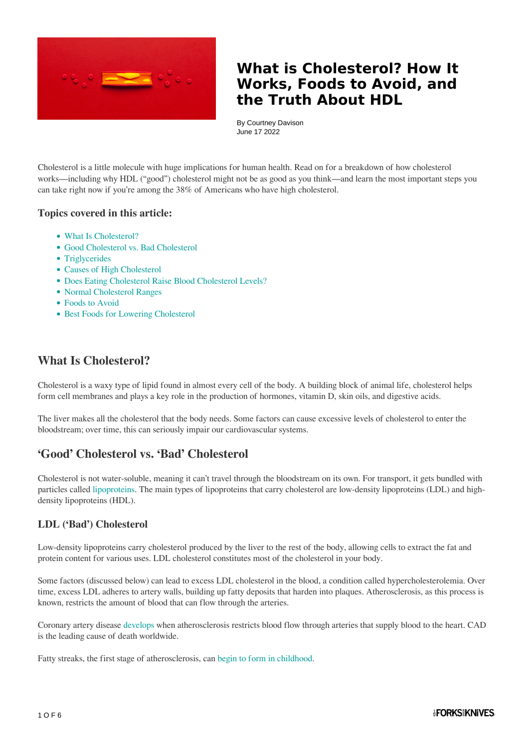# What is Cholesterol? How It Works, Foods to Avoid, and the Truth About HDL

By Courtney Davison
June 17 2022

Cholesterol is a little molecule with huge implications for human health. Read on for a breakdown of how cholesterol works—including why HDL ("good") cholesterol might not be as good as you think—and learn the most important steps you can take right now if you're among the 38% of Americans who have high cholesterol.

### Topics covered in this article:

- What Is Cholesterol?
- Good Cholesterol vs. Bad Cholesterol
- Triglycerides
- Causes of High Cholesterol
- Does Eating Cholesterol Raise Blood Cholesterol Levels?
- Normal Cholesterol Ranges
- Foods to Avoid
- Best Foods for Lowering Cholesterol

## What Is Cholesterol?

Cholesterol is a waxy type of lipid found in almost every cell of the body. A building block of animal life, cholesterol helps form cell membranes and plays a key role in the production of hormones, vitamin D, skin oils, and digestive acids.

The liver makes all the cholesterol that the body needs. Some factors can cause excessive levels of cholesterol to enter the bloodstream; over time, this can seriously impair our cardiovascular systems.

## 'Good' Cholesterol vs. 'Bad' Cholesterol

Cholesterol is not water-soluble, meaning it can't travel through the bloodstream on its own. For transport, it gets bundled with particles called lipoproteins. The main types of lipoproteins that carry cholesterol are low-density lipoproteins (LDL) and high-density lipoproteins (HDL).

### LDL ('Bad') Cholesterol

Low-density lipoproteins carry cholesterol produced by the liver to the rest of the body, allowing cells to extract the fat and protein content for various uses. LDL cholesterol constitutes most of the cholesterol in your body.

Some factors (discussed below) can lead to excess LDL cholesterol in the blood, a condition called hypercholesterolemia. Over time, excess LDL adheres to artery walls, building up fatty deposits that harden into plaques. Atherosclerosis, as this process is known, restricts the amount of blood that can flow through the arteries.

Coronary artery disease develops when atherosclerosis restricts blood flow through arteries that supply blood to the heart. CAD is the leading cause of death worldwide.

Fatty streaks, the first stage of atherosclerosis, can begin to form in childhood.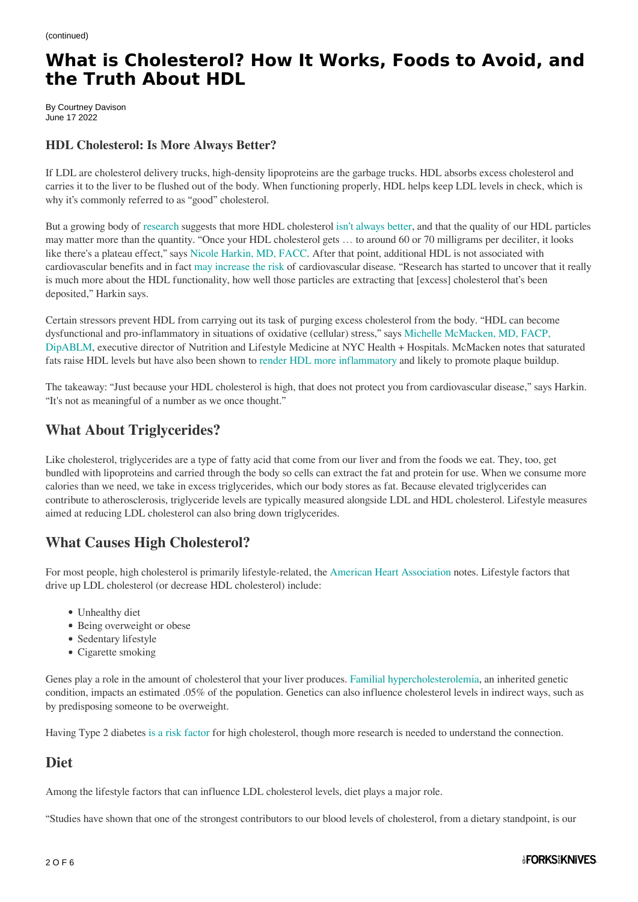(continued)

# What is Cholesterol? How It Works, Foods to Avoid, and the Truth About HDL

By Courtney Davison
June 17 2022

### HDL Cholesterol: Is More Always Better?

If LDL are cholesterol delivery trucks, high-density lipoproteins are the garbage trucks. HDL absorbs excess cholesterol and carries it to the liver to be flushed out of the body. When functioning properly, HDL helps keep LDL levels in check, which is why it's commonly referred to as "good" cholesterol.

But a growing body of research suggests that more HDL cholesterol isn't always better, and that the quality of our HDL particles may matter more than the quantity. "Once your HDL cholesterol gets … to around 60 or 70 milligrams per deciliter, it looks like there's a plateau effect," says Nicole Harkin, MD, FACC. After that point, additional HDL is not associated with cardiovascular benefits and in fact may increase the risk of cardiovascular disease. "Research has started to uncover that it really is much more about the HDL functionality, how well those particles are extracting that [excess] cholesterol that's been deposited," Harkin says.

Certain stressors prevent HDL from carrying out its task of purging excess cholesterol from the body. "HDL can become dysfunctional and pro-inflammatory in situations of oxidative (cellular) stress," says Michelle McMacken, MD, FACP, DipABLM, executive director of Nutrition and Lifestyle Medicine at NYC Health + Hospitals. McMacken notes that saturated fats raise HDL levels but have also been shown to render HDL more inflammatory and likely to promote plaque buildup.

The takeaway: "Just because your HDL cholesterol is high, that does not protect you from cardiovascular disease," says Harkin. "It's not as meaningful of a number as we once thought."

## What About Triglycerides?

Like cholesterol, triglycerides are a type of fatty acid that come from our liver and from the foods we eat. They, too, get bundled with lipoproteins and carried through the body so cells can extract the fat and protein for use. When we consume more calories than we need, we take in excess triglycerides, which our body stores as fat. Because elevated triglycerides can contribute to atherosclerosis, triglyceride levels are typically measured alongside LDL and HDL cholesterol. Lifestyle measures aimed at reducing LDL cholesterol can also bring down triglycerides.

## What Causes High Cholesterol?

For most people, high cholesterol is primarily lifestyle-related, the American Heart Association notes. Lifestyle factors that drive up LDL cholesterol (or decrease HDL cholesterol) include:

- Unhealthy diet
- Being overweight or obese
- Sedentary lifestyle
- Cigarette smoking

Genes play a role in the amount of cholesterol that your liver produces. Familial hypercholesterolemia, an inherited genetic condition, impacts an estimated .05% of the population. Genetics can also influence cholesterol levels in indirect ways, such as by predisposing someone to be overweight.

Having Type 2 diabetes is a risk factor for high cholesterol, though more research is needed to understand the connection.

## Diet

Among the lifestyle factors that can influence LDL cholesterol levels, diet plays a major role.

"Studies have shown that one of the strongest contributors to our blood levels of cholesterol, from a dietary standpoint, is our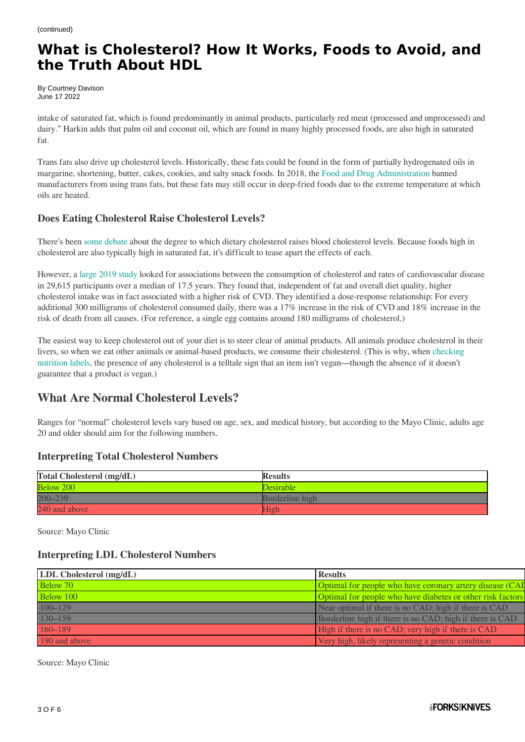(continued)

# What is Cholesterol? How It Works, Foods to Avoid, and the Truth About HDL

By Courtney Davison
June 17 2022

intake of saturated fat, which is found predominantly in animal products, particularly red meat (processed and unprocessed) and dairy." Harkin adds that palm oil and coconut oil, which are found in many highly processed foods, are also high in saturated fat.

Trans fats also drive up cholesterol levels. Historically, these fats could be found in the form of partially hydrogenated oils in margarine, shortening, butter, cakes, cookies, and salty snack foods. In 2018, the Food and Drug Administration banned manufacturers from using trans fats, but these fats may still occur in deep-fried foods due to the extreme temperature at which oils are heated.

### Does Eating Cholesterol Raise Cholesterol Levels?

There's been some debate about the degree to which dietary cholesterol raises blood cholesterol levels. Because foods high in cholesterol are also typically high in saturated fat, it's difficult to tease apart the effects of each.

However, a large 2019 study looked for associations between the consumption of cholesterol and rates of cardiovascular disease in 29,615 participants over a median of 17.5 years. They found that, independent of fat and overall diet quality, higher cholesterol intake was in fact associated with a higher risk of CVD. They identified a dose-response relationship: For every additional 300 milligrams of cholesterol consumed daily, there was a 17% increase in the risk of CVD and 18% increase in the risk of death from all causes. (For reference, a single egg contains around 180 milligrams of cholesterol.)

The easiest way to keep cholesterol out of your diet is to steer clear of animal products. All animals produce cholesterol in their livers, so when we eat other animals or animal-based products, we consume their cholesterol. (This is why, when checking nutrition labels, the presence of any cholesterol is a telltale sign that an item isn't vegan—though the absence of it doesn't guarantee that a product *is* vegan.)

## What Are Normal Cholesterol Levels?

Ranges for "normal" cholesterol levels vary based on age, sex, and medical history, but according to the Mayo Clinic, adults age 20 and older should aim for the following numbers.

### Interpreting Total Cholesterol Numbers

| Total Cholesterol (mg/dL) | Results |
|---|---|
| Below 200 | Desirable |
| 200–239 | Borderline high |
| 240 and above | High |

Source: Mayo Clinic

### Interpreting LDL Cholesterol Numbers

| LDL Cholesterol (mg/dL) | Results |
|---|---|
| Below 70 | Optimal for people who have coronary artery disease (CAD |
| Below 100 | Optimal for people who have diabetes or other risk factors |
| 100–129 | Near optimal if there is no CAD; high if there is CAD |
| 130–159 | Borderline high if there is no CAD; high if there is CAD |
| 160–189 | High if there is no CAD; very high if there is CAD |
| 190 and above | Very high, likely representing a genetic condition |

Source: Mayo Clinic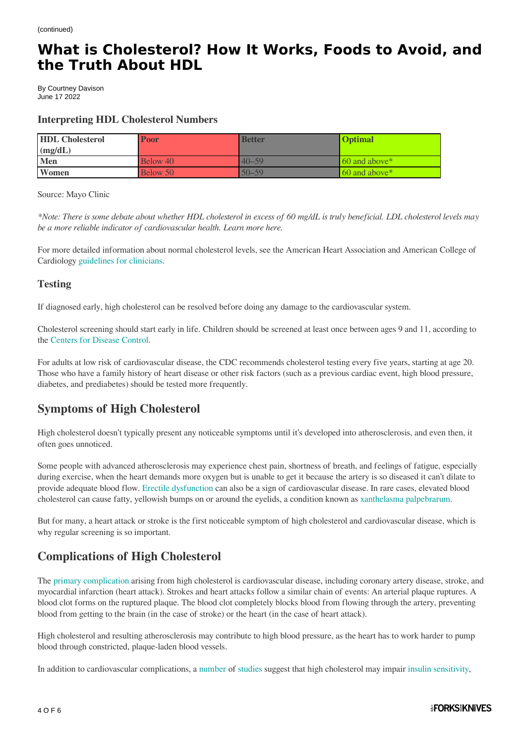(continued)

# What is Cholesterol? How It Works, Foods to Avoid, and the Truth About HDL

By Courtney Davison
June 17 2022

### Interpreting HDL Cholesterol Numbers

| HDL Cholesterol (mg/dL) | Poor | Better | Optimal |
|---|---|---|---|
| Men | Below 40 | 40–59 | 60 and above* |
| Women | Below 50 | 50–59 | 60 and above* |

Source: Mayo Clinic

*\*Note: There is some debate about whether HDL cholesterol in excess of 60 mg/dL is truly beneficial. LDL cholesterol levels may be a more reliable indicator of cardiovascular health. Learn more here.*

For more detailed information about normal cholesterol levels, see the American Heart Association and American College of Cardiology guidelines for clinicians.

### Testing

If diagnosed early, high cholesterol can be resolved before doing any damage to the cardiovascular system.

Cholesterol screening should start early in life. Children should be screened at least once between ages 9 and 11, according to the Centers for Disease Control.

For adults at low risk of cardiovascular disease, the CDC recommends cholesterol testing every five years, starting at age 20. Those who have a family history of heart disease or other risk factors (such as a previous cardiac event, high blood pressure, diabetes, and prediabetes) should be tested more frequently.

## Symptoms of High Cholesterol

High cholesterol doesn't typically present any noticeable symptoms until it's developed into atherosclerosis, and even then, it often goes unnoticed.

Some people with advanced atherosclerosis may experience chest pain, shortness of breath, and feelings of fatigue, especially during exercise, when the heart demands more oxygen but is unable to get it because the artery is so diseased it can't dilate to provide adequate blood flow. Erectile dysfunction can also be a sign of cardiovascular disease. In rare cases, elevated blood cholesterol can cause fatty, yellowish bumps on or around the eyelids, a condition known as xanthelasma palpebrarum.

But for many, a heart attack or stroke is the first noticeable symptom of high cholesterol and cardiovascular disease, which is why regular screening is so important.

## Complications of High Cholesterol

The primary complication arising from high cholesterol is cardiovascular disease, including coronary artery disease, stroke, and myocardial infarction (heart attack). Strokes and heart attacks follow a similar chain of events: An arterial plaque ruptures. A blood clot forms on the ruptured plaque. The blood clot completely blocks blood from flowing through the artery, preventing blood from getting to the brain (in the case of stroke) or the heart (in the case of heart attack).

High cholesterol and resulting atherosclerosis may contribute to high blood pressure, as the heart has to work harder to pump blood through constricted, plaque-laden blood vessels.

In addition to cardiovascular complications, a number of studies suggest that high cholesterol may impair insulin sensitivity,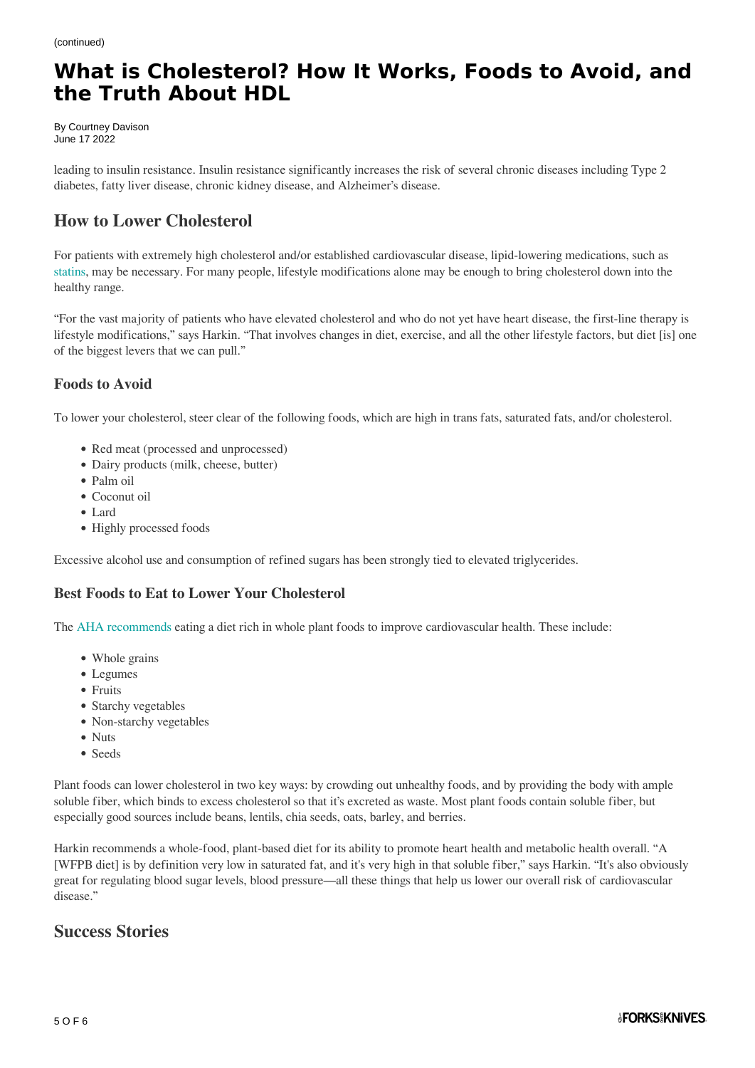leading to insulin resistance. Insulin resistance significantly increases the risk of several chronic diseases including Type 2 diabetes, fatty liver disease, chronic kidney disease, and Alzheimer's disease.

## How to Lower Cholesterol

For patients with extremely high cholesterol and/or established cardiovascular disease, lipid-lowering medications, such as statins, may be necessary. For many people, lifestyle modifications alone may be enough to bring cholesterol down into the healthy range.

"For the vast majority of patients who have elevated cholesterol and who do not yet have heart disease, the first-line therapy is lifestyle modifications," says Harkin. "That involves changes in diet, exercise, and all the other lifestyle factors, but diet [is] one of the biggest levers that we can pull."

### Foods to Avoid

To lower your cholesterol, steer clear of the following foods, which are high in trans fats, saturated fats, and/or cholesterol.

- Red meat (processed and unprocessed)
- Dairy products (milk, cheese, butter)
- Palm oil
- Coconut oil
- Lard
- Highly processed foods

Excessive alcohol use and consumption of refined sugars has been strongly tied to elevated triglycerides.

### Best Foods to Eat to Lower Your Cholesterol

The AHA recommends eating a diet rich in whole plant foods to improve cardiovascular health. These include:

- Whole grains
- Legumes
- Fruits
- Starchy vegetables
- Non-starchy vegetables
- Nuts
- Seeds

Plant foods can lower cholesterol in two key ways: by crowding out unhealthy foods, and by providing the body with ample soluble fiber, which binds to excess cholesterol so that it's excreted as waste. Most plant foods contain soluble fiber, but especially good sources include beans, lentils, chia seeds, oats, barley, and berries.

Harkin recommends a whole-food, plant-based diet for its ability to promote heart health and metabolic health overall. "A [WFPB diet] is by definition very low in saturated fat, and it's very high in that soluble fiber," says Harkin. "It's also obviously great for regulating blood sugar levels, blood pressure—all these things that help us lower our overall risk of cardiovascular disease."

## Success Stories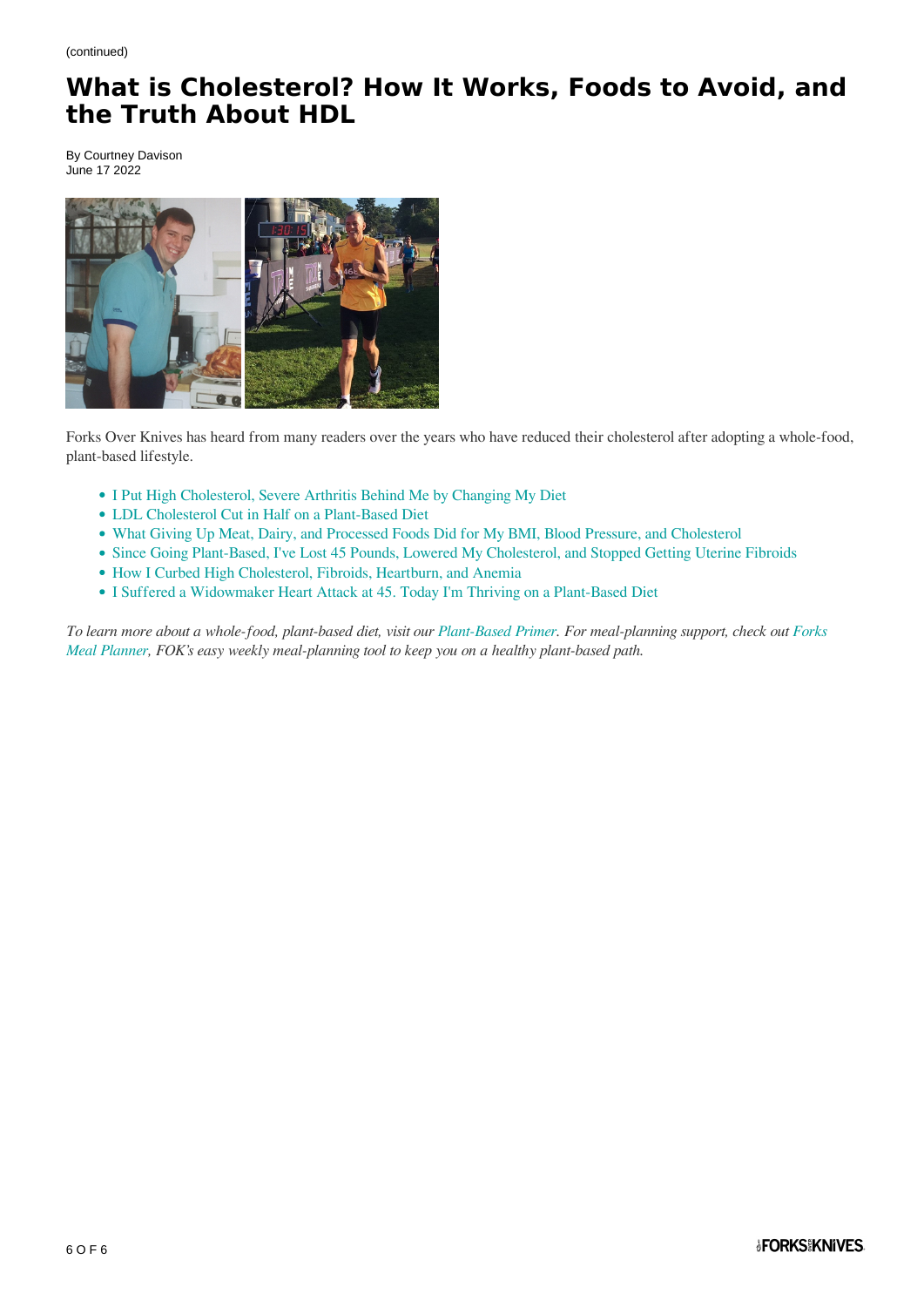(continued)

# What is Cholesterol? How It Works, Foods to Avoid, and the Truth About HDL

By Courtney Davison
June 17 2022

Forks Over Knives has heard from many readers over the years who have reduced their cholesterol after adopting a whole-food, plant-based lifestyle.

- I Put High Cholesterol, Severe Arthritis Behind Me by Changing My Diet
- LDL Cholesterol Cut in Half on a Plant-Based Diet
- What Giving Up Meat, Dairy, and Processed Foods Did for My BMI, Blood Pressure, and Cholesterol
- Since Going Plant-Based, I've Lost 45 Pounds, Lowered My Cholesterol, and Stopped Getting Uterine Fibroids
- How I Curbed High Cholesterol, Fibroids, Heartburn, and Anemia
- I Suffered a Widowmaker Heart Attack at 45. Today I'm Thriving on a Plant-Based Diet

*To learn more about a whole-food, plant-based diet, visit our Plant-Based Primer. For meal-planning support, check out Forks Meal Planner, FOK's easy weekly meal-planning tool to keep you on a healthy plant-based path.*